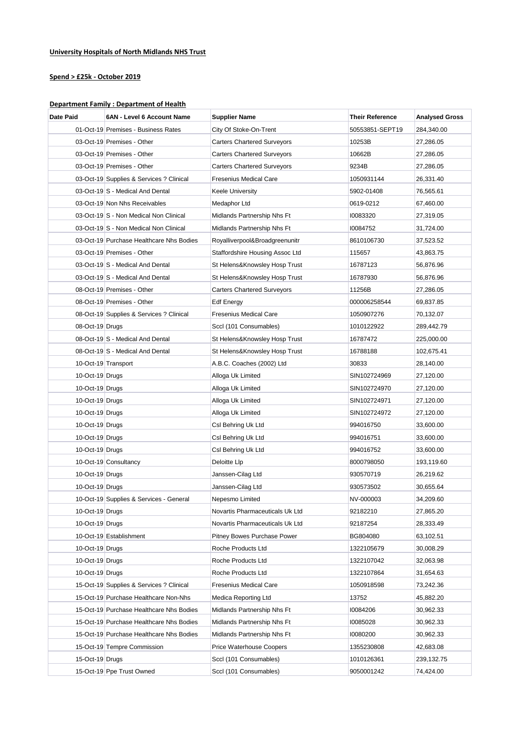**University Hospitals of North Midlands NHS Trust**

**Spend > £25k - October 2019**

**Department Family : Department of Health**

| Date Paid | 6AN - Level 6 Account Name | Supplier Name | Their Reference | Analysed Gross |
|---|---|---|---|---|
| 01-Oct-19 | Premises - Business Rates | City Of Stoke-On-Trent | 50553851-SEPT19 | 284,340.00 |
| 03-Oct-19 | Premises - Other | Carters Chartered Surveyors | 10253B | 27,286.05 |
| 03-Oct-19 | Premises - Other | Carters Chartered Surveyors | 10662B | 27,286.05 |
| 03-Oct-19 | Premises - Other | Carters Chartered Surveyors | 9234B | 27,286.05 |
| 03-Oct-19 | Supplies & Services ? Clinical | Fresenius Medical Care | 1050931144 | 26,331.40 |
| 03-Oct-19 | S - Medical And Dental | Keele University | 5902-01408 | 76,565.61 |
| 03-Oct-19 | Non Nhs Receivables | Medaphor Ltd | 0619-0212 | 67,460.00 |
| 03-Oct-19 | S - Non Medical Non Clinical | Midlands Partnership Nhs Ft | I0083320 | 27,319.05 |
| 03-Oct-19 | S - Non Medical Non Clinical | Midlands Partnership Nhs Ft | I0084752 | 31,724.00 |
| 03-Oct-19 | Purchase Healthcare Nhs Bodies | Royalliverpool&Broadgreenunitr | 8610106730 | 37,523.52 |
| 03-Oct-19 | Premises - Other | Staffordshire Housing Assoc Ltd | 115657 | 43,863.75 |
| 03-Oct-19 | S - Medical And Dental | St Helens&Knowsley Hosp Trust | 16787123 | 56,876.96 |
| 03-Oct-19 | S - Medical And Dental | St Helens&Knowsley Hosp Trust | 16787930 | 56,876.96 |
| 08-Oct-19 | Premises - Other | Carters Chartered Surveyors | 11256B | 27,286.05 |
| 08-Oct-19 | Premises - Other | Edf Energy | 000006258544 | 69,837.85 |
| 08-Oct-19 | Supplies & Services ? Clinical | Fresenius Medical Care | 1050907276 | 70,132.07 |
| 08-Oct-19 | Drugs | Sccl (101 Consumables) | 1010122922 | 289,442.79 |
| 08-Oct-19 | S - Medical And Dental | St Helens&Knowsley Hosp Trust | 16787472 | 225,000.00 |
| 08-Oct-19 | S - Medical And Dental | St Helens&Knowsley Hosp Trust | 16788188 | 102,675.41 |
| 10-Oct-19 | Transport | A.B.C. Coaches (2002) Ltd | 30833 | 28,140.00 |
| 10-Oct-19 | Drugs | Alloga Uk Limited | SIN102724969 | 27,120.00 |
| 10-Oct-19 | Drugs | Alloga Uk Limited | SIN102724970 | 27,120.00 |
| 10-Oct-19 | Drugs | Alloga Uk Limited | SIN102724971 | 27,120.00 |
| 10-Oct-19 | Drugs | Alloga Uk Limited | SIN102724972 | 27,120.00 |
| 10-Oct-19 | Drugs | Csl Behring Uk Ltd | 994016750 | 33,600.00 |
| 10-Oct-19 | Drugs | Csl Behring Uk Ltd | 994016751 | 33,600.00 |
| 10-Oct-19 | Drugs | Csl Behring Uk Ltd | 994016752 | 33,600.00 |
| 10-Oct-19 | Consultancy | Deloitte Llp | 8000798050 | 193,119.60 |
| 10-Oct-19 | Drugs | Janssen-Cilag Ltd | 930570719 | 26,219.62 |
| 10-Oct-19 | Drugs | Janssen-Cilag Ltd | 930573502 | 30,655.64 |
| 10-Oct-19 | Supplies & Services - General | Nepesmo Limited | NV-000003 | 34,209.60 |
| 10-Oct-19 | Drugs | Novartis Pharmaceuticals Uk Ltd | 92182210 | 27,865.20 |
| 10-Oct-19 | Drugs | Novartis Pharmaceuticals Uk Ltd | 92187254 | 28,333.49 |
| 10-Oct-19 | Establishment | Pitney Bowes Purchase Power | BG804080 | 63,102.51 |
| 10-Oct-19 | Drugs | Roche Products Ltd | 1322105679 | 30,008.29 |
| 10-Oct-19 | Drugs | Roche Products Ltd | 1322107042 | 32,063.98 |
| 10-Oct-19 | Drugs | Roche Products Ltd | 1322107864 | 31,654.63 |
| 15-Oct-19 | Supplies & Services ? Clinical | Fresenius Medical Care | 1050918598 | 73,242.36 |
| 15-Oct-19 | Purchase Healthcare Non-Nhs | Medica Reporting Ltd | 13752 | 45,882.20 |
| 15-Oct-19 | Purchase Healthcare Nhs Bodies | Midlands Partnership Nhs Ft | I0084206 | 30,962.33 |
| 15-Oct-19 | Purchase Healthcare Nhs Bodies | Midlands Partnership Nhs Ft | I0085028 | 30,962.33 |
| 15-Oct-19 | Purchase Healthcare Nhs Bodies | Midlands Partnership Nhs Ft | I0080200 | 30,962.33 |
| 15-Oct-19 | Tempre Commission | Price Waterhouse Coopers | 1355230808 | 42,683.08 |
| 15-Oct-19 | Drugs | Sccl (101 Consumables) | 1010126361 | 239,132.75 |
| 15-Oct-19 | Ppe Trust Owned | Sccl (101 Consumables) | 9050001242 | 74,424.00 |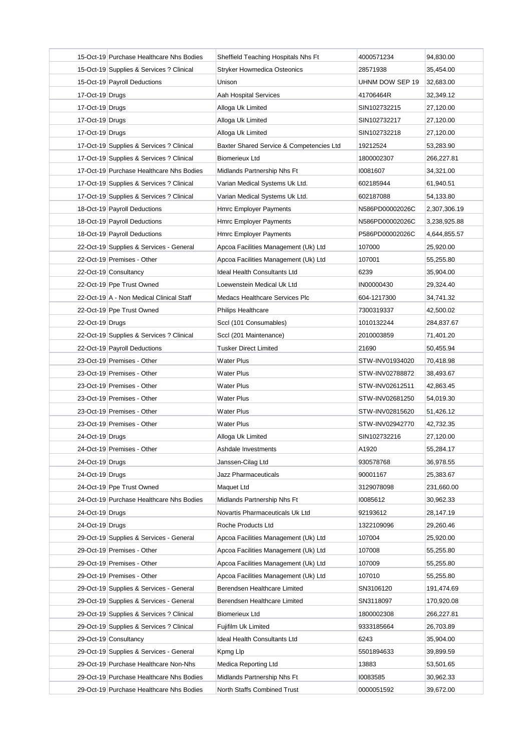| | | | | |
|---|---|---|---|---|
| 15-Oct-19 | Purchase Healthcare Nhs Bodies | Sheffield Teaching Hospitals Nhs Ft | 4000571234 | 94,830.00 |
| 15-Oct-19 | Supplies & Services ? Clinical | Stryker Howmedica Osteonics | 28571938 | 35,454.00 |
| 15-Oct-19 | Payroll Deductions | Unison | UHNM DOW SEP 19 | 32,683.00 |
| 17-Oct-19 | Drugs | Aah Hospital Services | 41706464R | 32,349.12 |
| 17-Oct-19 | Drugs | Alloga Uk Limited | SIN102732215 | 27,120.00 |
| 17-Oct-19 | Drugs | Alloga Uk Limited | SIN102732217 | 27,120.00 |
| 17-Oct-19 | Drugs | Alloga Uk Limited | SIN102732218 | 27,120.00 |
| 17-Oct-19 | Supplies & Services ? Clinical | Baxter Shared Service & Competencies Ltd | 19212524 | 53,283.90 |
| 17-Oct-19 | Supplies & Services ? Clinical | Biomerieux Ltd | 1800002307 | 266,227.81 |
| 17-Oct-19 | Purchase Healthcare Nhs Bodies | Midlands Partnership Nhs Ft | I0081607 | 34,321.00 |
| 17-Oct-19 | Supplies & Services ? Clinical | Varian Medical Systems Uk Ltd. | 602185944 | 61,940.51 |
| 17-Oct-19 | Supplies & Services ? Clinical | Varian Medical Systems Uk Ltd. | 602187088 | 54,133.80 |
| 18-Oct-19 | Payroll Deductions | Hmrc Employer Payments | N586PD00002026C | 2,307,306.19 |
| 18-Oct-19 | Payroll Deductions | Hmrc Employer Payments | N586PD00002026C | 3,238,925.88 |
| 18-Oct-19 | Payroll Deductions | Hmrc Employer Payments | P586PD00002026C | 4,644,855.57 |
| 22-Oct-19 | Supplies & Services - General | Apcoa Facilities Management (Uk) Ltd | 107000 | 25,920.00 |
| 22-Oct-19 | Premises - Other | Apcoa Facilities Management (Uk) Ltd | 107001 | 55,255.80 |
| 22-Oct-19 | Consultancy | Ideal Health Consultants Ltd | 6239 | 35,904.00 |
| 22-Oct-19 | Ppe Trust Owned | Loewenstein Medical Uk Ltd | IN00000430 | 29,324.40 |
| 22-Oct-19 | A - Non Medical Clinical Staff | Medacs Healthcare Services Plc | 604-1217300 | 34,741.32 |
| 22-Oct-19 | Ppe Trust Owned | Philips Healthcare | 7300319337 | 42,500.02 |
| 22-Oct-19 | Drugs | Sccl (101 Consumables) | 1010132244 | 284,837.67 |
| 22-Oct-19 | Supplies & Services ? Clinical | Sccl (201 Maintenance) | 2010003859 | 71,401.20 |
| 22-Oct-19 | Payroll Deductions | Tusker Direct Limited | 21690 | 50,455.94 |
| 23-Oct-19 | Premises - Other | Water Plus | STW-INV01934020 | 70,418.98 |
| 23-Oct-19 | Premises - Other | Water Plus | STW-INV02788872 | 38,493.67 |
| 23-Oct-19 | Premises - Other | Water Plus | STW-INV02612511 | 42,863.45 |
| 23-Oct-19 | Premises - Other | Water Plus | STW-INV02681250 | 54,019.30 |
| 23-Oct-19 | Premises - Other | Water Plus | STW-INV02815620 | 51,426.12 |
| 23-Oct-19 | Premises - Other | Water Plus | STW-INV02942770 | 42,732.35 |
| 24-Oct-19 | Drugs | Alloga Uk Limited | SIN102732216 | 27,120.00 |
| 24-Oct-19 | Premises - Other | Ashdale Investments | A1920 | 55,284.17 |
| 24-Oct-19 | Drugs | Janssen-Cilag Ltd | 930578768 | 36,978.55 |
| 24-Oct-19 | Drugs | Jazz Pharmaceuticals | 90001167 | 25,383.67 |
| 24-Oct-19 | Ppe Trust Owned | Maquet Ltd | 3129078098 | 231,660.00 |
| 24-Oct-19 | Purchase Healthcare Nhs Bodies | Midlands Partnership Nhs Ft | I0085612 | 30,962.33 |
| 24-Oct-19 | Drugs | Novartis Pharmaceuticals Uk Ltd | 92193612 | 28,147.19 |
| 24-Oct-19 | Drugs | Roche Products Ltd | 1322109096 | 29,260.46 |
| 29-Oct-19 | Supplies & Services - General | Apcoa Facilities Management (Uk) Ltd | 107004 | 25,920.00 |
| 29-Oct-19 | Premises - Other | Apcoa Facilities Management (Uk) Ltd | 107008 | 55,255.80 |
| 29-Oct-19 | Premises - Other | Apcoa Facilities Management (Uk) Ltd | 107009 | 55,255.80 |
| 29-Oct-19 | Premises - Other | Apcoa Facilities Management (Uk) Ltd | 107010 | 55,255.80 |
| 29-Oct-19 | Supplies & Services - General | Berendsen Healthcare Limited | SN3106120 | 191,474.69 |
| 29-Oct-19 | Supplies & Services - General | Berendsen Healthcare Limited | SN3118097 | 170,920.08 |
| 29-Oct-19 | Supplies & Services ? Clinical | Biomerieux Ltd | 1800002308 | 266,227.81 |
| 29-Oct-19 | Supplies & Services ? Clinical | Fujifilm Uk Limited | 9333185664 | 26,703.89 |
| 29-Oct-19 | Consultancy | Ideal Health Consultants Ltd | 6243 | 35,904.00 |
| 29-Oct-19 | Supplies & Services - General | Kpmg Llp | 5501894633 | 39,899.59 |
| 29-Oct-19 | Purchase Healthcare Non-Nhs | Medica Reporting Ltd | 13883 | 53,501.65 |
| 29-Oct-19 | Purchase Healthcare Nhs Bodies | Midlands Partnership Nhs Ft | I0083585 | 30,962.33 |
| 29-Oct-19 | Purchase Healthcare Nhs Bodies | North Staffs Combined Trust | 0000051592 | 39,672.00 |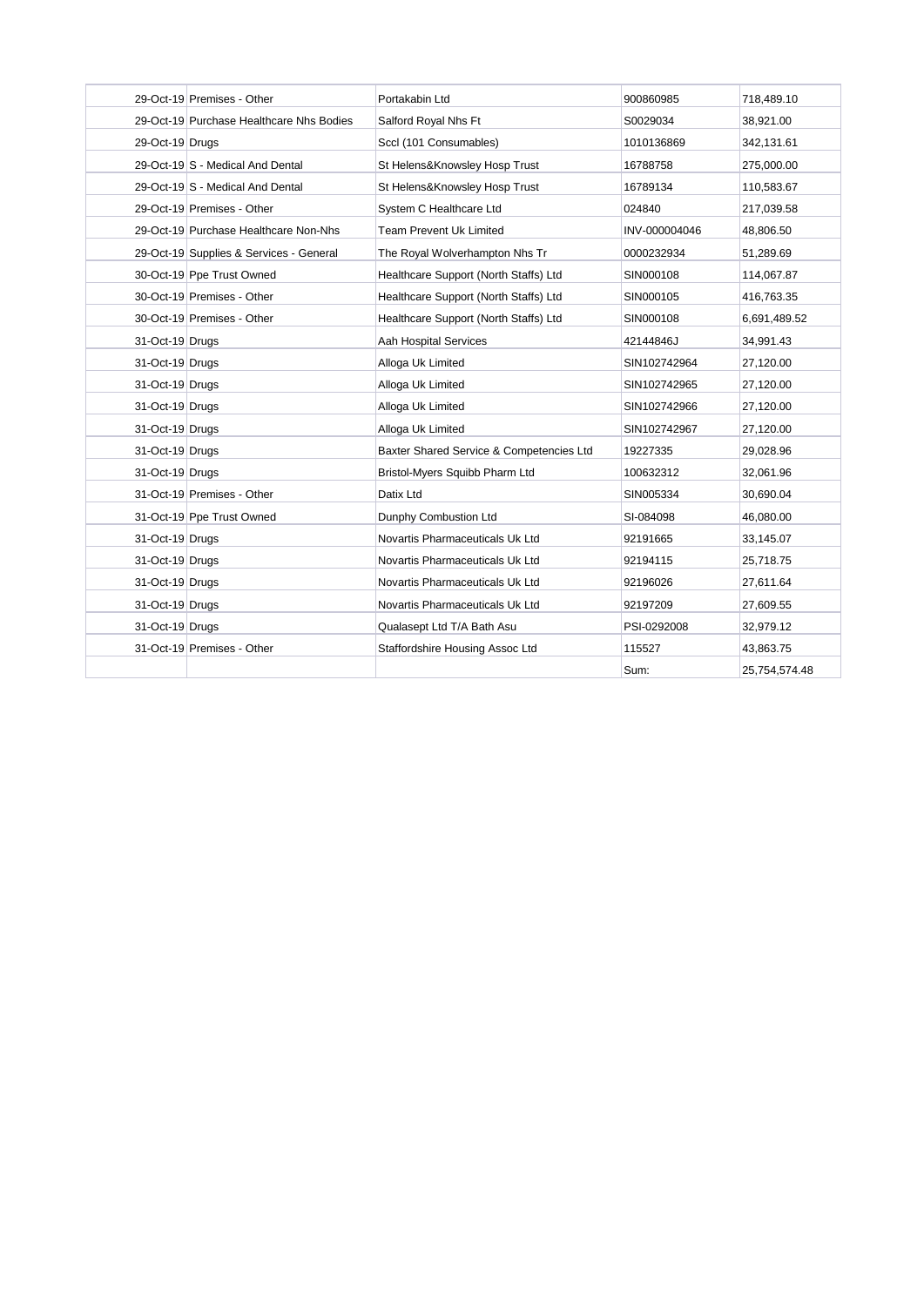| | | | | |
|---|---|---|---|---|
| 29-Oct-19 | Premises - Other | Portakabin Ltd | 900860985 | 718,489.10 |
| 29-Oct-19 | Purchase Healthcare Nhs Bodies | Salford Royal Nhs Ft | S0029034 | 38,921.00 |
| 29-Oct-19 | Drugs | Sccl (101 Consumables) | 1010136869 | 342,131.61 |
| 29-Oct-19 | S - Medical And Dental | St Helens&Knowsley Hosp Trust | 16788758 | 275,000.00 |
| 29-Oct-19 | S - Medical And Dental | St Helens&Knowsley Hosp Trust | 16789134 | 110,583.67 |
| 29-Oct-19 | Premises - Other | System C Healthcare Ltd | 024840 | 217,039.58 |
| 29-Oct-19 | Purchase Healthcare Non-Nhs | Team Prevent Uk Limited | INV-000004046 | 48,806.50 |
| 29-Oct-19 | Supplies & Services - General | The Royal Wolverhampton Nhs Tr | 0000232934 | 51,289.69 |
| 30-Oct-19 | Ppe Trust Owned | Healthcare Support (North Staffs) Ltd | SIN000108 | 114,067.87 |
| 30-Oct-19 | Premises - Other | Healthcare Support (North Staffs) Ltd | SIN000105 | 416,763.35 |
| 30-Oct-19 | Premises - Other | Healthcare Support (North Staffs) Ltd | SIN000108 | 6,691,489.52 |
| 31-Oct-19 | Drugs | Aah Hospital Services | 42144846J | 34,991.43 |
| 31-Oct-19 | Drugs | Alloga Uk Limited | SIN102742964 | 27,120.00 |
| 31-Oct-19 | Drugs | Alloga Uk Limited | SIN102742965 | 27,120.00 |
| 31-Oct-19 | Drugs | Alloga Uk Limited | SIN102742966 | 27,120.00 |
| 31-Oct-19 | Drugs | Alloga Uk Limited | SIN102742967 | 27,120.00 |
| 31-Oct-19 | Drugs | Baxter Shared Service & Competencies Ltd | 19227335 | 29,028.96 |
| 31-Oct-19 | Drugs | Bristol-Myers Squibb Pharm Ltd | 100632312 | 32,061.96 |
| 31-Oct-19 | Premises - Other | Datix Ltd | SIN005334 | 30,690.04 |
| 31-Oct-19 | Ppe Trust Owned | Dunphy Combustion Ltd | SI-084098 | 46,080.00 |
| 31-Oct-19 | Drugs | Novartis Pharmaceuticals Uk Ltd | 92191665 | 33,145.07 |
| 31-Oct-19 | Drugs | Novartis Pharmaceuticals Uk Ltd | 92194115 | 25,718.75 |
| 31-Oct-19 | Drugs | Novartis Pharmaceuticals Uk Ltd | 92196026 | 27,611.64 |
| 31-Oct-19 | Drugs | Novartis Pharmaceuticals Uk Ltd | 92197209 | 27,609.55 |
| 31-Oct-19 | Drugs | Qualasept Ltd T/A Bath Asu | PSI-0292008 | 32,979.12 |
| 31-Oct-19 | Premises - Other | Staffordshire Housing Assoc Ltd | 115527 | 43,863.75 |
| | | | Sum: | 25,754,574.48 |